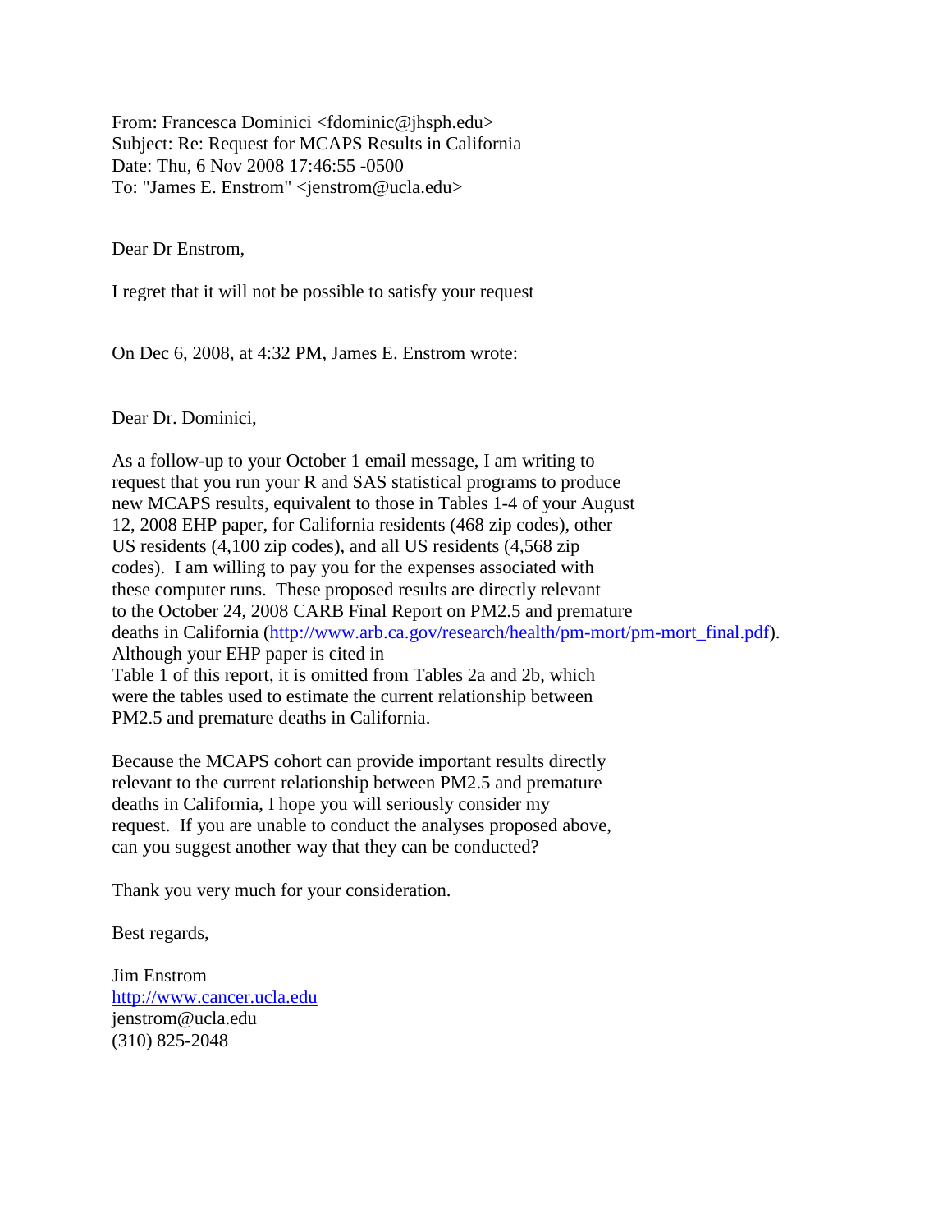From: Francesca Dominici <fdominic@jhsph.edu>
Subject: Re: Request for MCAPS Results in California
Date: Thu, 6 Nov 2008 17:46:55 -0500
To: "James E. Enstrom" <jenstrom@ucla.edu>

Dear Dr Enstrom,

I regret that it will not be possible to satisfy your request

On Dec 6, 2008, at 4:32 PM, James E. Enstrom wrote:

Dear Dr. Dominici,

As a follow-up to your October 1 email message, I am writing to request that you run your R and SAS statistical programs to produce new MCAPS results, equivalent to those in Tables 1-4 of your August 12, 2008 EHP paper, for California residents (468 zip codes), other US residents (4,100 zip codes), and all US residents (4,568 zip codes). I am willing to pay you for the expenses associated with these computer runs. These proposed results are directly relevant to the October 24, 2008 CARB Final Report on PM2.5 and premature deaths in California ([http://www.arb.ca.gov/research/health/pm-mort/pm-mort_final.pdf](http://www.arb.ca.gov/research/health/pm-mort/pm-mort_final.pdf)). Although your EHP paper is cited in Table 1 of this report, it is omitted from Tables 2a and 2b, which were the tables used to estimate the current relationship between PM2.5 and premature deaths in California.

Because the MCAPS cohort can provide important results directly relevant to the current relationship between PM2.5 and premature deaths in California, I hope you will seriously consider my request. If you are unable to conduct the analyses proposed above, can you suggest another way that they can be conducted?

Thank you very much for your consideration.

Best regards,

Jim Enstrom
[http://www.cancer.ucla.edu](http://www.cancer.ucla.edu)
jenstrom@ucla.edu
(310) 825-2048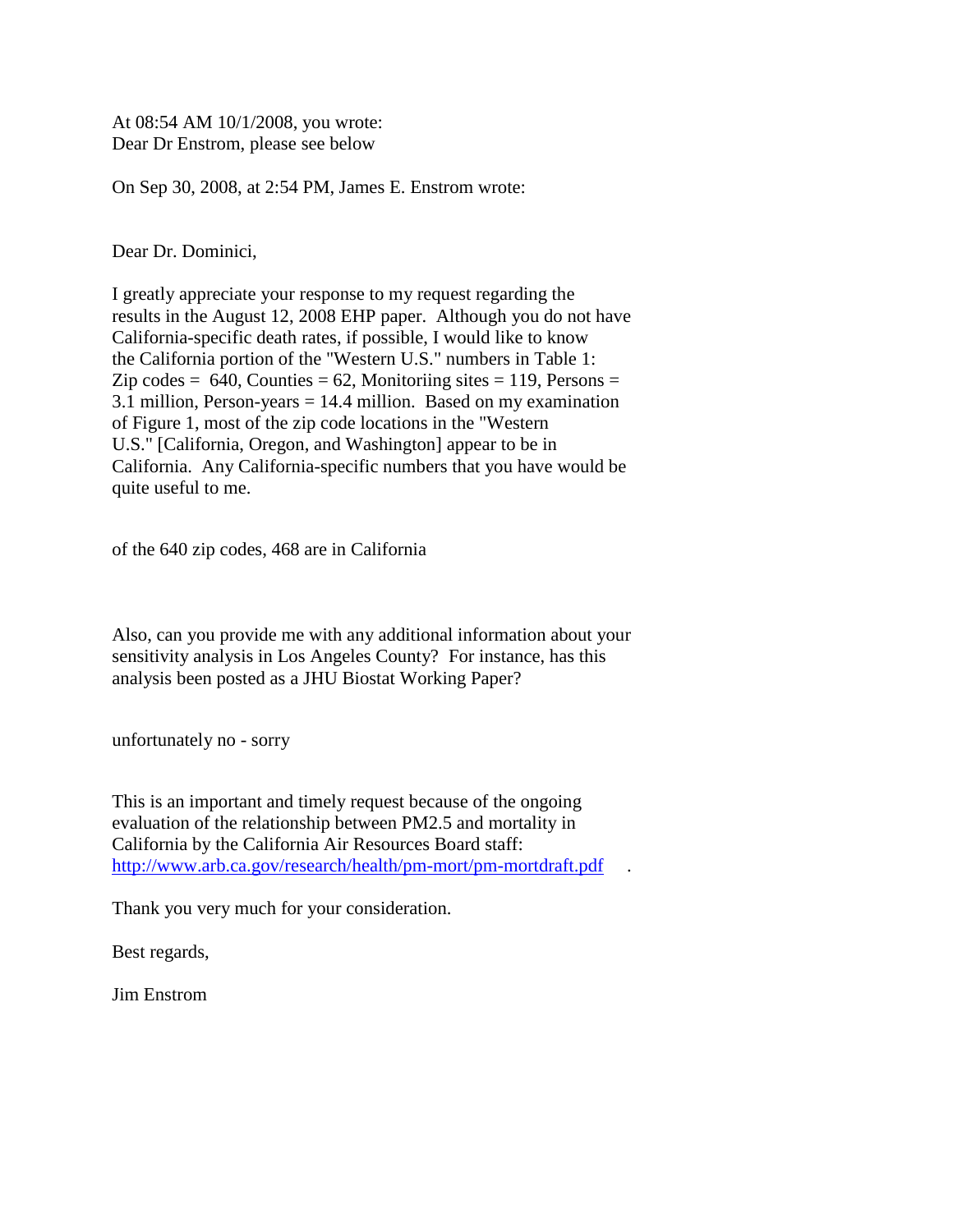At 08:54 AM 10/1/2008, you wrote:
Dear Dr Enstrom, please see below

On Sep 30, 2008, at 2:54 PM, James E. Enstrom wrote:

Dear Dr. Dominici,

I greatly appreciate your response to my request regarding the results in the August 12, 2008 EHP paper. Although you do not have California-specific death rates, if possible, I would like to know the California portion of the "Western U.S." numbers in Table 1: Zip codes = 640, Counties = 62, Monitoriing sites = 119, Persons = 3.1 million, Person-years = 14.4 million. Based on my examination of Figure 1, most of the zip code locations in the "Western U.S." [California, Oregon, and Washington] appear to be in California. Any California-specific numbers that you have would be quite useful to me.

of the 640 zip codes, 468 are in California

Also, can you provide me with any additional information about your sensitivity analysis in Los Angeles County? For instance, has this analysis been posted as a JHU Biostat Working Paper?

unfortunately no - sorry

This is an important and timely request because of the ongoing evaluation of the relationship between PM2.5 and mortality in California by the California Air Resources Board staff: [http://www.arb.ca.gov/research/health/pm-mort/pm-mortdraft.pdf](http://www.arb.ca.gov/research/health/pm-mort/pm-mortdraft.pdf) .

Thank you very much for your consideration.

Best regards,

Jim Enstrom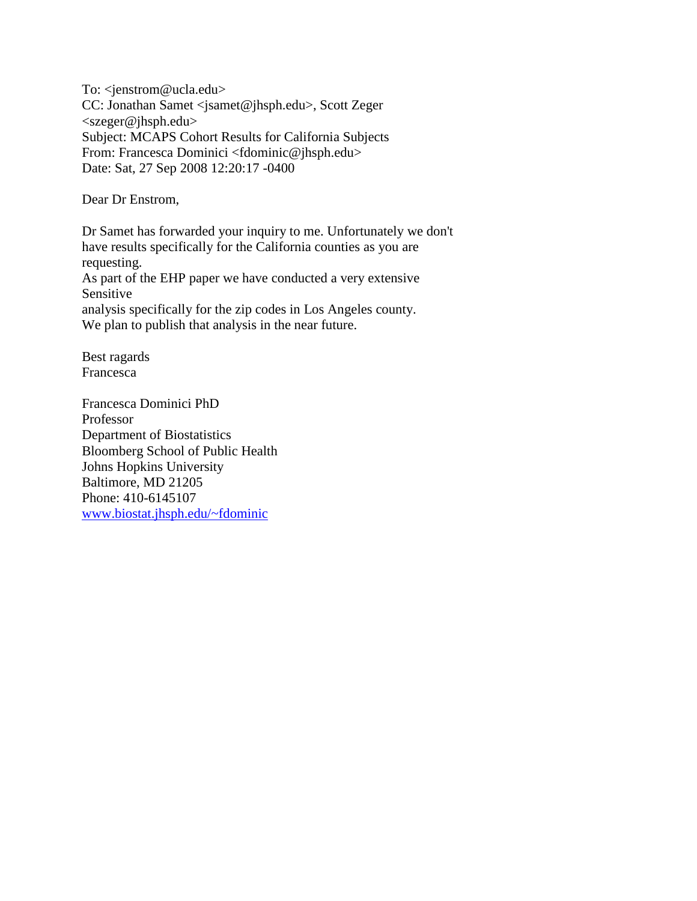To: <jenstrom@ucla.edu>
CC: Jonathan Samet <jsamet@jhsph.edu>, Scott Zeger <szeger@jhsph.edu>
Subject: MCAPS Cohort Results for California Subjects
From: Francesca Dominici <fdominic@jhsph.edu>
Date: Sat, 27 Sep 2008 12:20:17 -0400

Dear Dr Enstrom,

Dr Samet has forwarded your inquiry to me. Unfortunately we don't have results specifically for the California counties as you are requesting.
As part of the EHP paper we have conducted a very extensive Sensitive
analysis specifically for the zip codes in Los Angeles county.
We plan to publish that analysis in the near future.

Best ragards
Francesca

Francesca Dominici PhD
Professor
Department of Biostatistics
Bloomberg School of Public Health
Johns Hopkins University
Baltimore, MD 21205
Phone: 410-6145107
www.biostat.jhsph.edu/~fdominic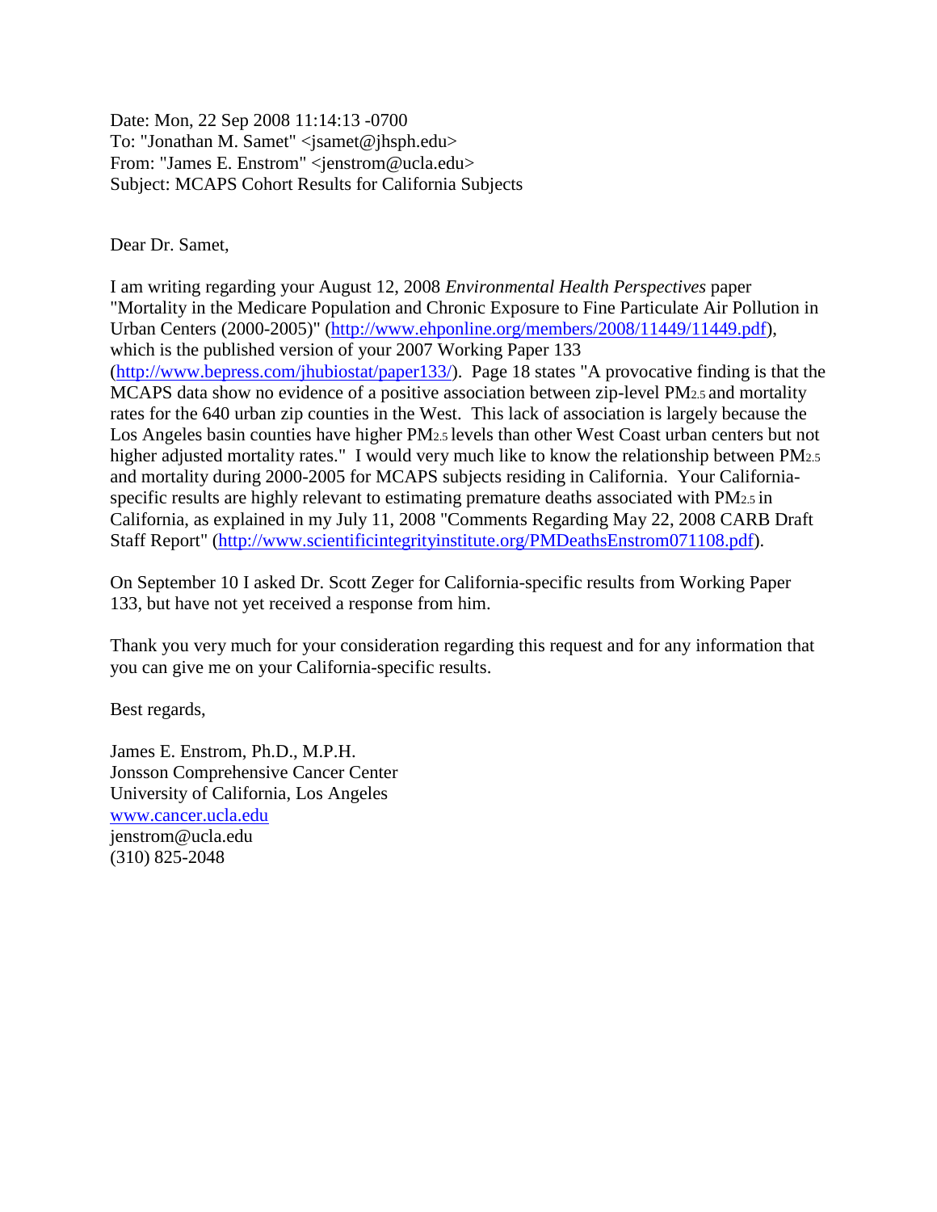Date: Mon, 22 Sep 2008 11:14:13 -0700
To: "Jonathan M. Samet" <jsamet@jhsph.edu>
From: "James E. Enstrom" <jenstrom@ucla.edu>
Subject: MCAPS Cohort Results for California Subjects

Dear Dr. Samet,

I am writing regarding your August 12, 2008 *Environmental Health Perspectives* paper "Mortality in the Medicare Population and Chronic Exposure to Fine Particulate Air Pollution in Urban Centers (2000-2005)" (http://www.ehponline.org/members/2008/11449/11449.pdf), which is the published version of your 2007 Working Paper 133 (http://www.bepress.com/jhubiostat/paper133/). Page 18 states "A provocative finding is that the MCAPS data show no evidence of a positive association between zip-level $PM_{2.5}$ and mortality rates for the 640 urban zip counties in the West. This lack of association is largely because the Los Angeles basin counties have higher $PM_{2.5}$ levels than other West Coast urban centers but not higher adjusted mortality rates." I would very much like to know the relationship between $PM_{2.5}$ and mortality during 2000-2005 for MCAPS subjects residing in California. Your California-specific results are highly relevant to estimating premature deaths associated with $PM_{2.5}$ in California, as explained in my July 11, 2008 "Comments Regarding May 22, 2008 CARB Draft Staff Report" (http://www.scientificintegrityinstitute.org/PMDeathsEnstrom071108.pdf).

On September 10 I asked Dr. Scott Zeger for California-specific results from Working Paper 133, but have not yet received a response from him.

Thank you very much for your consideration regarding this request and for any information that you can give me on your California-specific results.

Best regards,

James E. Enstrom, Ph.D., M.P.H.
Jonsson Comprehensive Cancer Center
University of California, Los Angeles
www.cancer.ucla.edu
jenstrom@ucla.edu
(310) 825-2048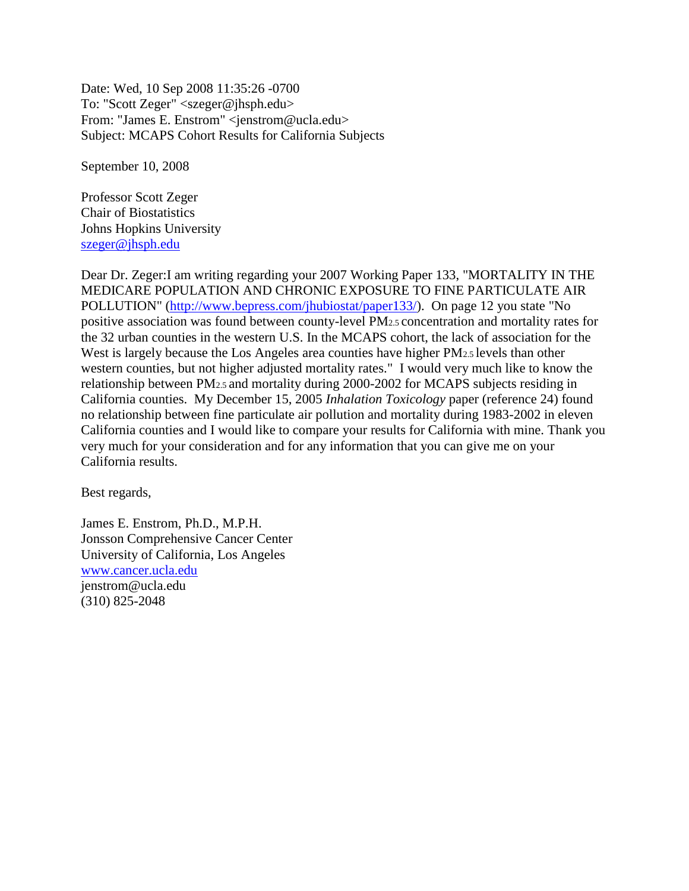Date: Wed, 10 Sep 2008 11:35:26 -0700
To: "Scott Zeger" <szeger@jhsph.edu>
From: "James E. Enstrom" <jenstrom@ucla.edu>
Subject: MCAPS Cohort Results for California Subjects

September 10, 2008

Professor Scott Zeger
Chair of Biostatistics
Johns Hopkins University
szeger@jhsph.edu

Dear Dr. Zeger:I am writing regarding your 2007 Working Paper 133, "MORTALITY IN THE MEDICARE POPULATION AND CHRONIC EXPOSURE TO FINE PARTICULATE AIR POLLUTION" (http://www.bepress.com/jhubiostat/paper133/). On page 12 you state "No positive association was found between county-level $PM_{2.5}$ concentration and mortality rates for the 32 urban counties in the western U.S. In the MCAPS cohort, the lack of association for the West is largely because the Los Angeles area counties have higher $PM_{2.5}$ levels than other western counties, but not higher adjusted mortality rates." I would very much like to know the relationship between $PM_{2.5}$ and mortality during 2000-2002 for MCAPS subjects residing in California counties. My December 15, 2005 *Inhalation Toxicology* paper (reference 24) found no relationship between fine particulate air pollution and mortality during 1983-2002 in eleven California counties and I would like to compare your results for California with mine. Thank you very much for your consideration and for any information that you can give me on your California results.

Best regards,

James E. Enstrom, Ph.D., M.P.H.
Jonsson Comprehensive Cancer Center
University of California, Los Angeles
www.cancer.ucla.edu
jenstrom@ucla.edu
(310) 825-2048